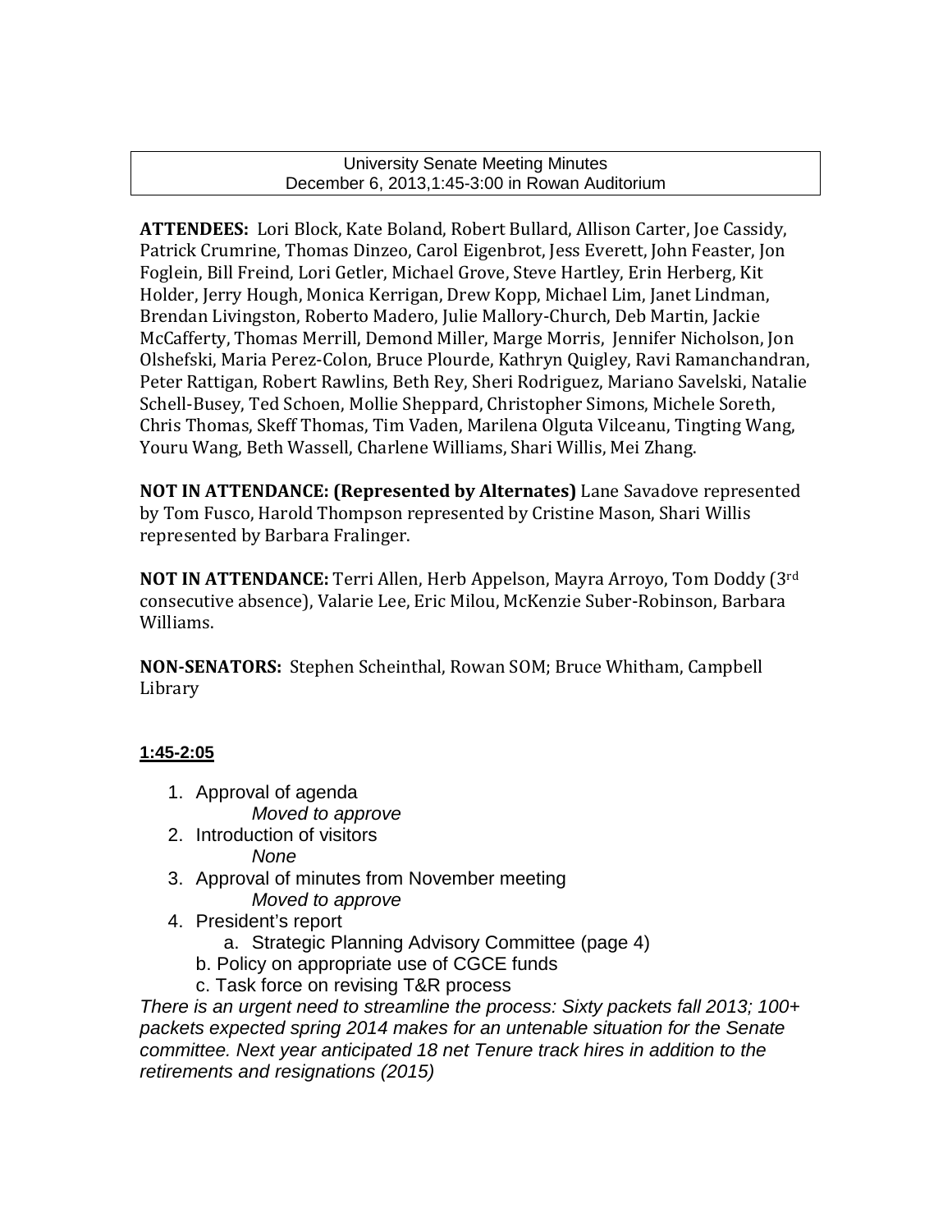University Senate Meeting Minutes
December 6, 2013,1:45-3:00 in Rowan Auditorium

**ATTENDEES:** Lori Block, Kate Boland, Robert Bullard, Allison Carter, Joe Cassidy, Patrick Crumrine, Thomas Dinzeo, Carol Eigenbrot, Jess Everett, John Feaster, Jon Foglein, Bill Freind, Lori Getler, Michael Grove, Steve Hartley, Erin Herberg, Kit Holder, Jerry Hough, Monica Kerrigan, Drew Kopp, Michael Lim, Janet Lindman, Brendan Livingston, Roberto Madero, Julie Mallory-Church, Deb Martin, Jackie McCafferty, Thomas Merrill, Demond Miller, Marge Morris, Jennifer Nicholson, Jon Olshefski, Maria Perez-Colon, Bruce Plourde, Kathryn Quigley, Ravi Ramanchandran, Peter Rattigan, Robert Rawlins, Beth Rey, Sheri Rodriguez, Mariano Savelski, Natalie Schell-Busey, Ted Schoen, Mollie Sheppard, Christopher Simons, Michele Soreth, Chris Thomas, Skeff Thomas, Tim Vaden, Marilena Olguta Vilceanu, Tingting Wang, Youru Wang, Beth Wassell, Charlene Williams, Shari Willis, Mei Zhang.

**NOT IN ATTENDANCE: (Represented by Alternates)** Lane Savadove represented by Tom Fusco, Harold Thompson represented by Cristine Mason, Shari Willis represented by Barbara Fralinger.

**NOT IN ATTENDANCE:** Terri Allen, Herb Appelson, Mayra Arroyo, Tom Doddy (3rd consecutive absence), Valarie Lee, Eric Milou, McKenzie Suber-Robinson, Barbara Williams.

**NON-SENATORS:** Stephen Scheinthal, Rowan SOM; Bruce Whitham, Campbell Library

**1:45-2:05**

1. Approval of agenda
   *Moved to approve*
2. Introduction of visitors
   *None*
3. Approval of minutes from November meeting
   *Moved to approve*
4. President's report
   a. Strategic Planning Advisory Committee (page 4)
   b. Policy on appropriate use of CGCE funds
   c. Task force on revising T&R process

*There is an urgent need to streamline the process: Sixty packets fall 2013; 100+ packets expected spring 2014 makes for an untenable situation for the Senate committee. Next year anticipated 18 net Tenure track hires in addition to the retirements and resignations (2015)*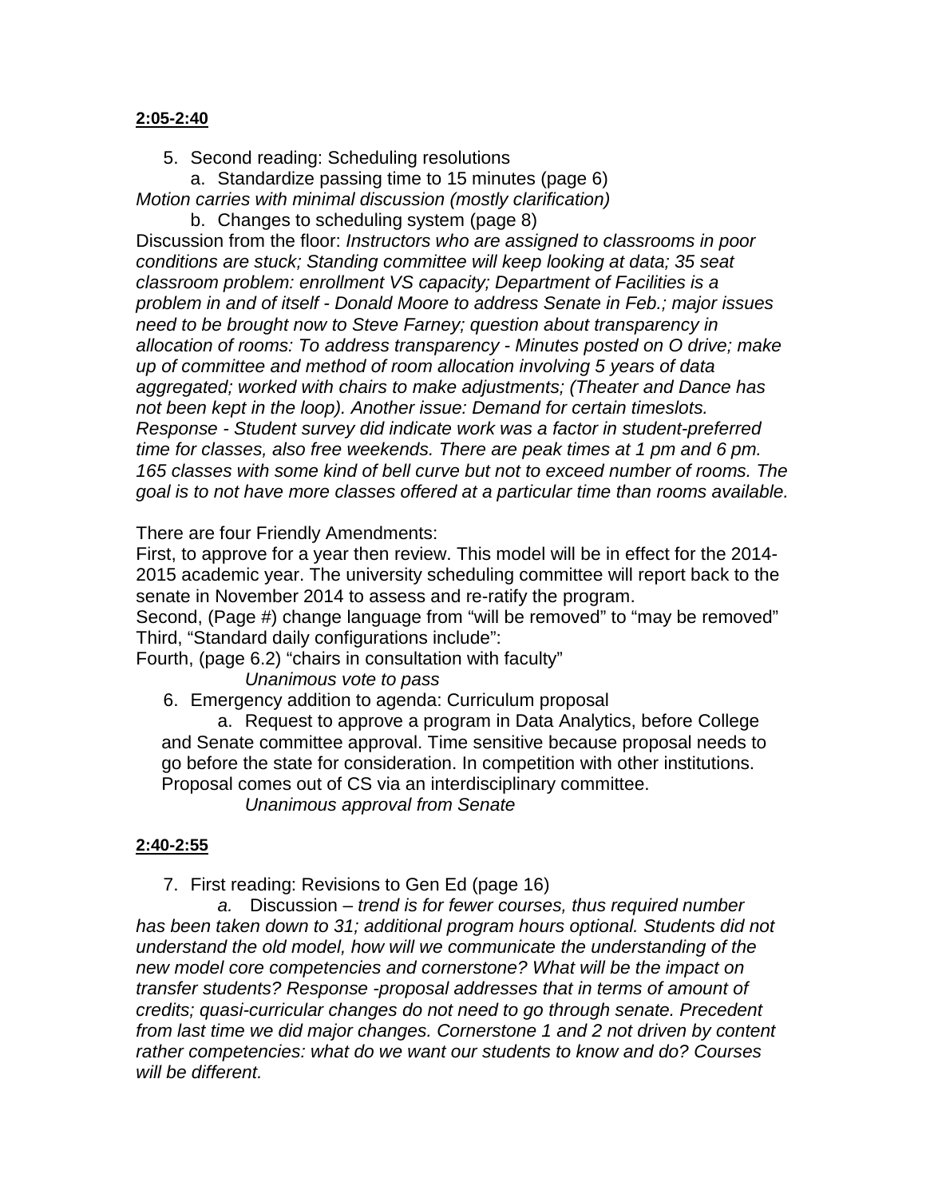**2:05-2:40**

5. Second reading: Scheduling resolutions
   a. Standardize passing time to 15 minutes (page 6)

*Motion carries with minimal discussion (mostly clarification)*

   b. Changes to scheduling system (page 8)

Discussion from the floor: *Instructors who are assigned to classrooms in poor conditions are stuck; Standing committee will keep looking at data; 35 seat classroom problem: enrollment VS capacity; Department of Facilities is a problem in and of itself - Donald Moore to address Senate in Feb.; major issues need to be brought now to Steve Farney; question about transparency in allocation of rooms: To address transparency - Minutes posted on O drive; make up of committee and method of room allocation involving 5 years of data aggregated; worked with chairs to make adjustments; (Theater and Dance has not been kept in the loop). Another issue: Demand for certain timeslots. Response - Student survey did indicate work was a factor in student-preferred time for classes, also free weekends. There are peak times at 1 pm and 6 pm. 165 classes with some kind of bell curve but not to exceed number of rooms. The goal is to not have more classes offered at a particular time than rooms available.*

There are four Friendly Amendments:

First, to approve for a year then review. This model will be in effect for the 2014-2015 academic year. The university scheduling committee will report back to the senate in November 2014 to assess and re-ratify the program.

Second, (Page #) change language from "will be removed" to "may be removed"

Third, "Standard daily configurations include":

Fourth, (page 6.2) "chairs in consultation with faculty"

*Unanimous vote to pass*

6. Emergency addition to agenda: Curriculum proposal
   a. Request to approve a program in Data Analytics, before College and Senate committee approval. Time sensitive because proposal needs to go before the state for consideration. In competition with other institutions. Proposal comes out of CS via an interdisciplinary committee.

   *Unanimous approval from Senate*

**2:40-2:55**

7. First reading: Revisions to Gen Ed (page 16)
   *a.* Discussion – *trend is for fewer courses, thus required number has been taken down to 31; additional program hours optional. Students did not understand the old model, how will we communicate the understanding of the new model core competencies and cornerstone? What will be the impact on transfer students? Response -proposal addresses that in terms of amount of credits; quasi-curricular changes do not need to go through senate. Precedent from last time we did major changes. Cornerstone 1 and 2 not driven by content rather competencies: what do we want our students to know and do? Courses will be different.*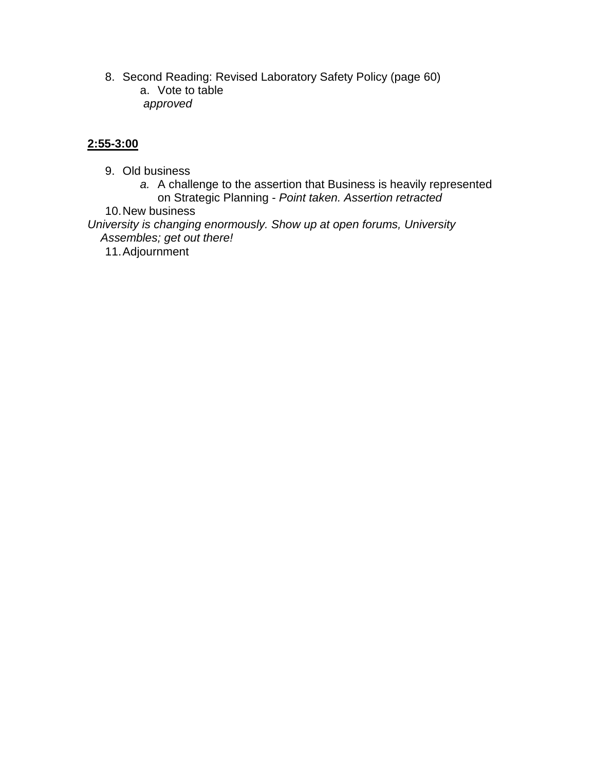8. Second Reading: Revised Laboratory Safety Policy (page 60)
    a. Vote to table
    *approved*

**2:55-3:00**

9. Old business
    a. A challenge to the assertion that Business is heavily represented on Strategic Planning - *Point taken. Assertion retracted*
10. New business

*University is changing enormously. Show up at open forums, University Assembles; get out there!*

11. Adjournment